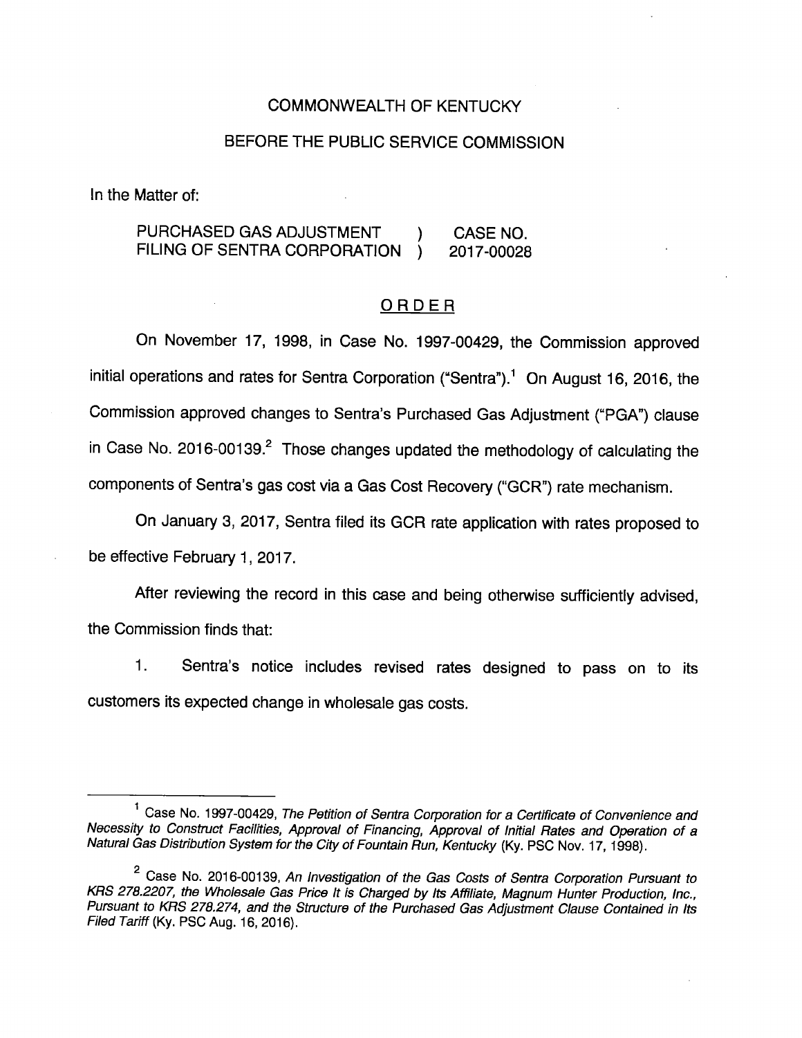COMMONWEALTH OF KENTUCKY

BEFORE THE PUBLIC SERVICE COMMISSION

In the Matter of:

| PURCHASED GAS ADJUSTMENT FILING OF SENTRA CORPORATION | ) ) | CASE NO. 2017-00028 |
|---|---|---|

ORDER

On November 17, 1998, in Case No. 1997-00429, the Commission approved initial operations and rates for Sentra Corporation ("Sentra").[1] On August 16, 2016, the Commission approved changes to Sentra's Purchased Gas Adjustment ("PGA") clause in Case No. 2016-00139.[2] Those changes updated the methodology of calculating the components of Sentra's gas cost via a Gas Cost Recovery ("GCR") rate mechanism.

On January 3, 2017, Sentra filed its GCR rate application with rates proposed to be effective February 1, 2017.

After reviewing the record in this case and being otherwise sufficiently advised, the Commission finds that:

1. Sentra's notice includes revised rates designed to pass on to its customers its expected change in wholesale gas costs.

---

[1] Case No. 1997-00429, *The Petition of Sentra Corporation for a Certificate of Convenience and Necessity to Construct Facilities, Approval of Financing, Approval of Initial Rates and Operation of a Natural Gas Distribution System for the City of Fountain Run, Kentucky* (Ky. PSC Nov. 17, 1998).

[2] Case No. 2016-00139, *An Investigation of the Gas Costs of Sentra Corporation Pursuant to KRS 278.2207, the Wholesale Gas Price It is Charged by Its Affiliate, Magnum Hunter Production, Inc., Pursuant to KRS 278.274, and the Structure of the Purchased Gas Adjustment Clause Contained in Its Filed Tariff* (Ky. PSC Aug. 16, 2016).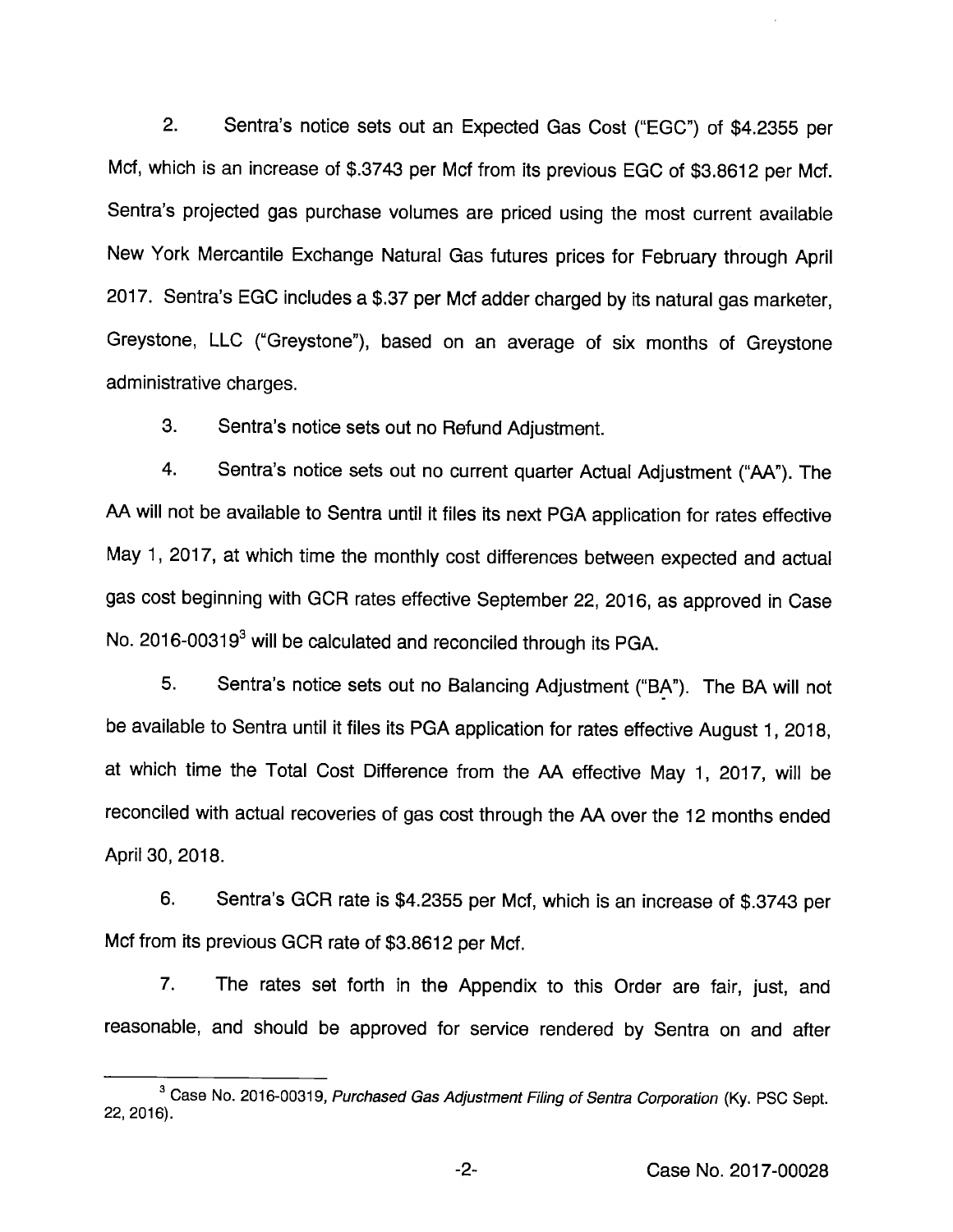2. Sentra's notice sets out an Expected Gas Cost ("EGC") of $4.2355 per Mcf, which is an increase of $.3743 per Mcf from its previous EGC of $3.8612 per Mcf. Sentra's projected gas purchase volumes are priced using the most current available New York Mercantile Exchange Natural Gas futures prices for February through April 2017. Sentra's EGC includes a $.37 per Mcf adder charged by its natural gas marketer, Greystone, LLC ("Greystone"), based on an average of six months of Greystone administrative charges.

3. Sentra's notice sets out no Refund Adjustment.

4. Sentra's notice sets out no current quarter Actual Adjustment ("AA"). The AA will not be available to Sentra until it files its next PGA application for rates effective May 1, 2017, at which time the monthly cost differences between expected and actual gas cost beginning with GCR rates effective September 22, 2016, as approved in Case No. 2016-00319[3] will be calculated and reconciled through its PGA.

5. Sentra's notice sets out no Balancing Adjustment ("BA"). The BA will not be available to Sentra until it files its PGA application for rates effective August 1, 2018, at which time the Total Cost Difference from the AA effective May 1, 2017, will be reconciled with actual recoveries of gas cost through the AA over the 12 months ended April 30, 2018.

6. Sentra's GCR rate is $4.2355 per Mcf, which is an increase of $.3743 per Mcf from its previous GCR rate of $3.8612 per Mcf.

7. The rates set forth in the Appendix to this Order are fair, just, and reasonable, and should be approved for service rendered by Sentra on and after

---

[3] Case No. 2016-00319, *Purchased Gas Adjustment Filing of Sentra Corporation* (Ky. PSC Sept. 22, 2016).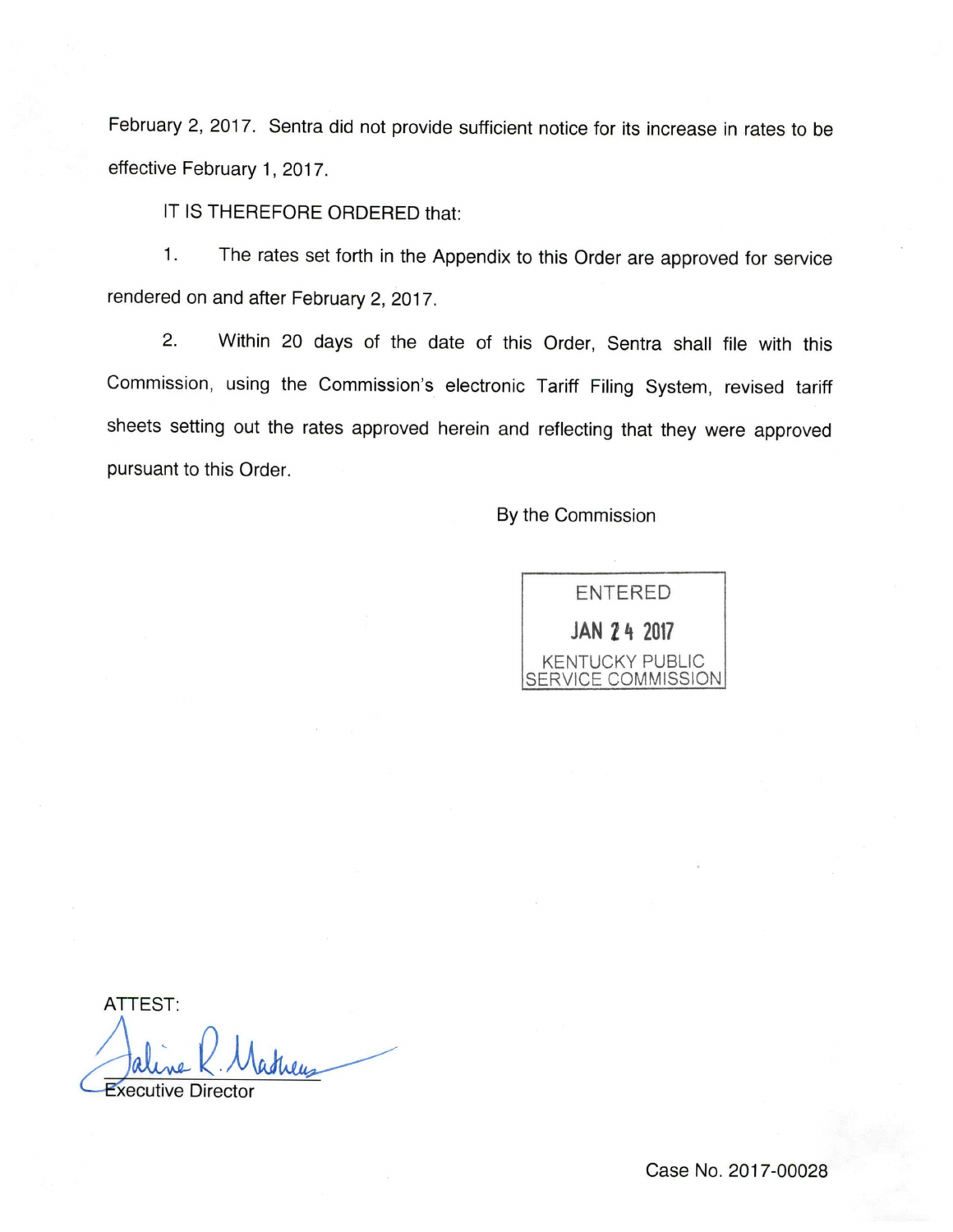February 2, 2017. Sentra did not provide sufficient notice for its increase in rates to be effective February 1, 2017.

IT IS THEREFORE ORDERED that:

1. The rates set forth in the Appendix to this Order are approved for service rendered on and after February 2, 2017.

2. Within 20 days of the date of this Order, Sentra shall file with this Commission, using the Commission's electronic Tariff Filing System, revised tariff sheets setting out the rates approved herein and reflecting that they were approved pursuant to this Order.

By the Commission

ENTERED
JAN 24 2017
KENTUCKY PUBLIC SERVICE COMMISSION

ATTEST:

Executive Director

Case No. 2017-00028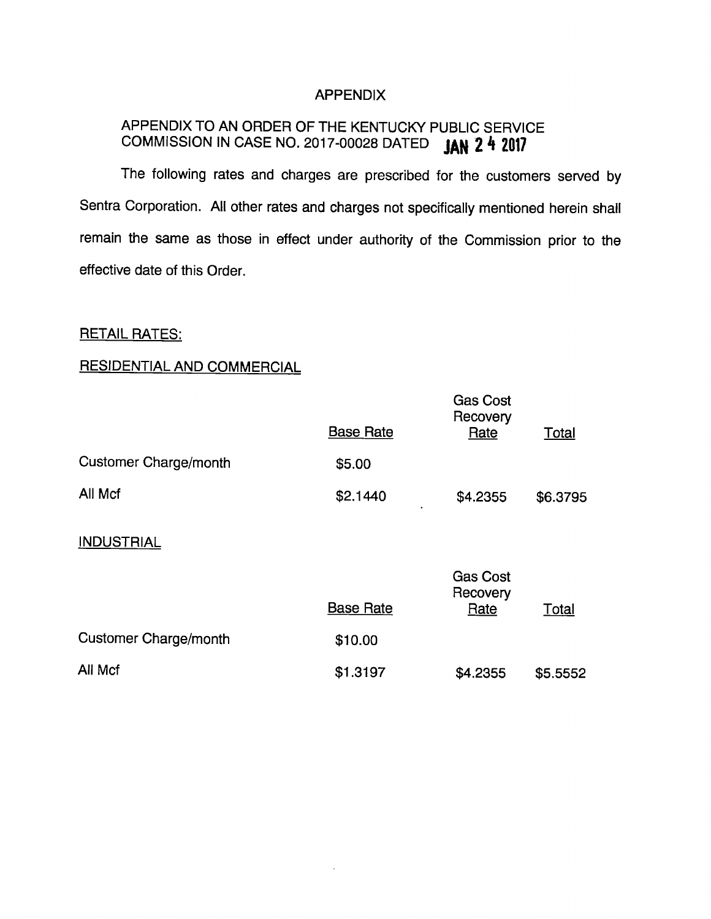# APPENDIX

## APPENDIX TO AN ORDER OF THE KENTUCKY PUBLIC SERVICE COMMISSION IN CASE NO. 2017-00028 DATED JAN 24 2017

The following rates and charges are prescribed for the customers served by Sentra Corporation. All other rates and charges not specifically mentioned herein shall remain the same as those in effect under authority of the Commission prior to the effective date of this Order.

RETAIL RATES:

RESIDENTIAL AND COMMERCIAL

| | Base Rate | Gas Cost Recovery Rate | Total |
|---|---|---|---|
| Customer Charge/month | $5.00 | | |
| All Mcf | $2.1440 | $4.2355 | $6.3795 |

INDUSTRIAL

| | Base Rate | Gas Cost Recovery Rate | Total |
|---|---|---|---|
| Customer Charge/month | $10.00 | | |
| All Mcf | $1.3197 | $4.2355 | $5.5552 |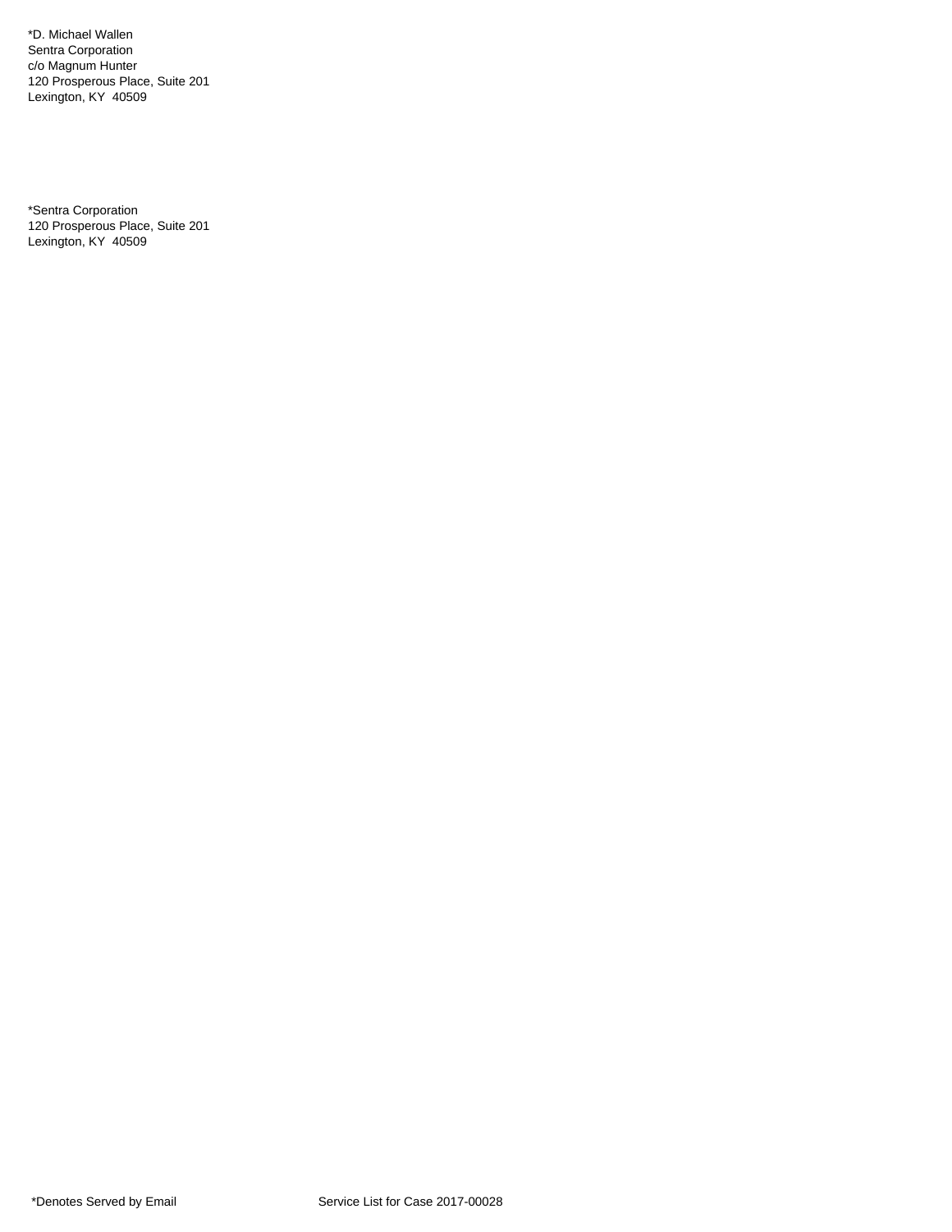*D. Michael Wallen
Sentra Corporation
c/o Magnum Hunter
120 Prosperous Place, Suite 201
Lexington, KY  40509

*Sentra Corporation
120 Prosperous Place, Suite 201
Lexington, KY  40509

*Denotes Served by Email

Service List for Case 2017-00028